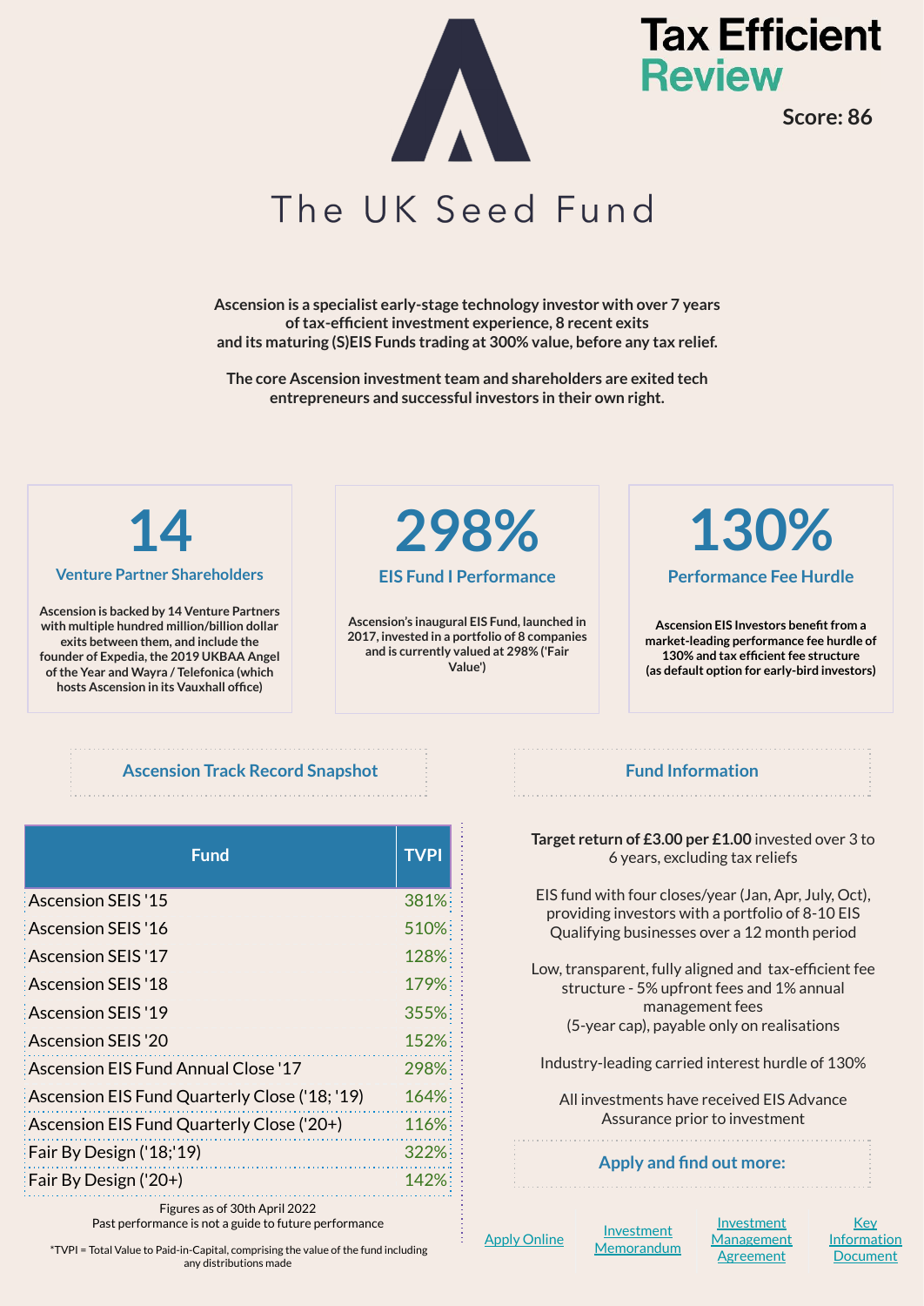Tax Efficient Review

Score: 86

# The UK Seed Fund

**Ascension is a specialist early-stage technology investor with over 7 years of tax-efficient investment experience, 8 recent exits and its maturing (S)EIS Funds trading at 300% value, before any tax relief.**

**The core Ascension investment team and shareholders are exited tech entrepreneurs and successful investors in their own right.**

## 14

### Venture Partner Shareholders

**Ascension is backed by 14 Venture Partners with multiple hundred million/billion dollar exits between them, and include the founder of Expedia, the 2019 UKBAA Angel of the Year and Wayra / Telefonica (which hosts Ascension in its Vauxhall office)**

## 298%

### EIS Fund I Performance

**Ascension's inaugural EIS Fund, launched in 2017, invested in a portfolio of 8 companies and is currently valued at 298% ('Fair Value')**

## 130%

### Performance Fee Hurdle

**Ascension EIS Investors benefit from a market-leading performance fee hurdle of 130% and tax efficient fee structure (as default option for early-bird investors)**

### Ascension Track Record Snapshot

| Fund | TVPI |
|---|---|
| Ascension SEIS '15 | 381% |
| Ascension SEIS '16 | 510% |
| Ascension SEIS '17 | 128% |
| Ascension SEIS '18 | 179% |
| Ascension SEIS '19 | 355% |
| Ascension SEIS '20 | 152% |
| Ascension EIS Fund Annual Close '17 | 298% |
| Ascension EIS Fund Quarterly Close ('18; '19) | 164% |
| Ascension EIS Fund Quarterly Close ('20+) | 116% |
| Fair By Design ('18;'19) | 322% |
| Fair By Design ('20+) | 142% |

Figures as of 30th April 2022
Past performance is not a guide to future performance

*TVPI = Total Value to Paid-in-Capital, comprising the value of the fund including any distributions made

### Fund Information

**Target return of £3.00 per £1.00** invested over 3 to 6 years, excluding tax reliefs

EIS fund with four closes/year (Jan, Apr, July, Oct), providing investors with a portfolio of 8-10 EIS Qualifying businesses over a 12 month period

Low, transparent, fully aligned and tax-efficient fee structure - 5% upfront fees and 1% annual management fees (5-year cap), payable only on realisations

Industry-leading carried interest hurdle of 130%

All investments have received EIS Advance Assurance prior to investment

### Apply and find out more:

Apply Online | Investment Memorandum | Investment Management Agreement | Key Information Document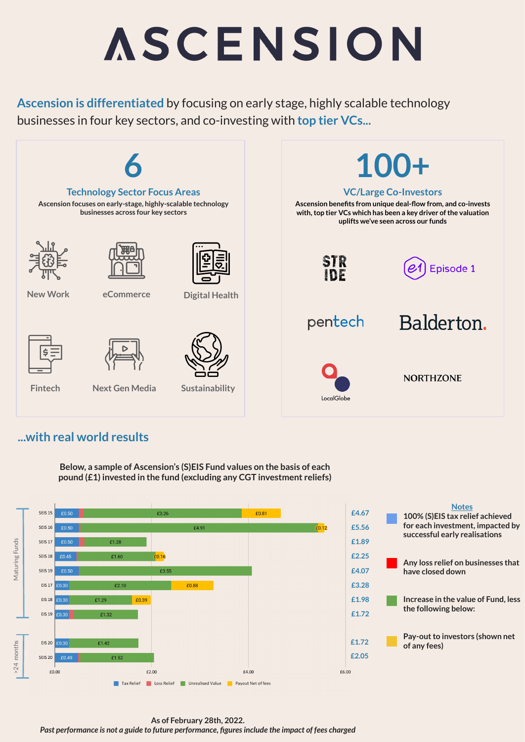# ASCENSION

**Ascension is differentiated** by focusing on early stage, highly scalable technology businesses in four key sectors, and co-investing with **top tier VCs...**

## 6

### Technology Sector Focus Areas

Ascension focuses on early-stage, highly-scalable technology businesses across four key sectors

- New Work
- eCommerce
- Digital Health
- Fintech
- Next Gen Media
- Sustainability

## 100+

### VC/Large Co-Investors

Ascension benefits from unique deal-flow from, and co-invests with, top tier VCs which has been a key driver of the valuation uplifts we've seen across our funds

- STRIDE
- Episode 1
- pentech
- Balderton.
- LocalGlobe
- NORTHZONE

## ...with real world results

**Below, a sample of Ascension's (S)EIS Fund values on the basis of each pound (£1) invested in the fund (excluding any CGT investment reliefs)**

| Group | Fund | Tax Relief | Loss Relief | Unrealised Value | Payout Net of fees | Total |
|---|---|---|---|---|---|---|
| Maturing Funds | SEIS 15 | £0.50 | | £3.26 | £0.81 | £4.67 |
| | SEIS 16 | £0.50 | | £4.91 | £0.12 | £5.56 |
| | SEIS 17 | £0.50 | | £1.28 | | £1.89 |
| | SEIS 18 | £0.45 | | £1.60 | £0.16 | £2.25 |
| | SEIS 19 | £0.50 | | £3.55 | | £4.07 |
| | EIS 17 | £0.30 | | £2.10 | £0.88 | £3.28 |
| | EIS 18 | £0.30 | | £1.29 | £0.39 | £1.98 |
| | EIS 19 | £0.30 | | £1.32 | | £1.72 |
| >24 months | EIS 20 | £0.30 | | £1.42 | | £1.72 |
| | SEIS 20 | £0.49 | | £1.52 | | £2.05 |

**Notes**

- 100% (S)EIS tax relief achieved for each investment, impacted by successful early realisations
- Any loss relief on businesses that have closed down
- Increase in the value of Fund, less the following below:
- Pay-out to investors (shown net of any fees)

As of February 28th, 2022.

*Past performance is not a guide to future performance, figures include the impact of fees charged*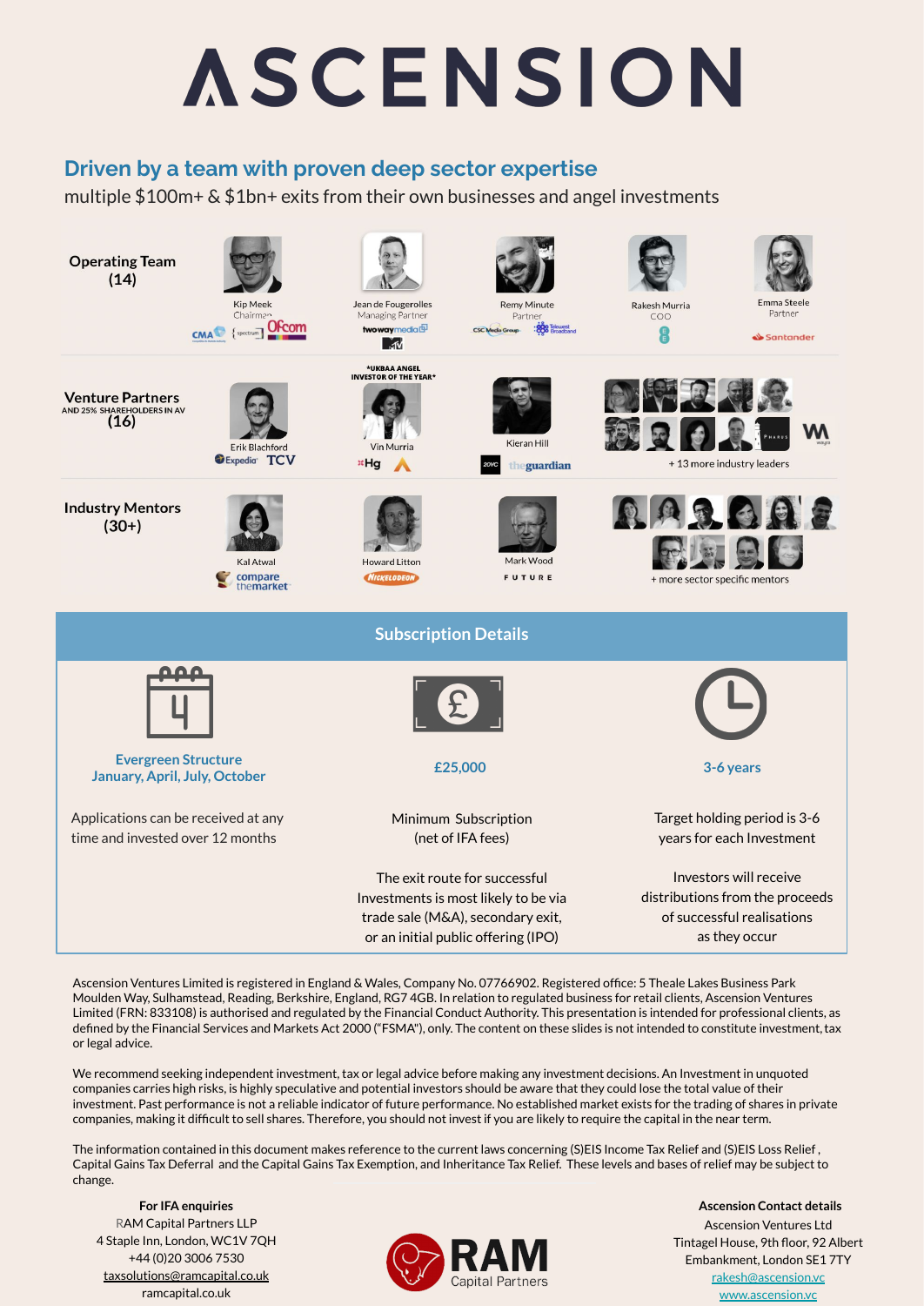# ASCENSION

## Driven by a team with proven deep sector expertise

multiple $100m+ & $1bn+ exits from their own businesses and angel investments

**Operating Team (14)**

Kip Meek
Chairman

Jean de Fougerolles
Managing Partner

Remy Minute
Partner

Rakesh Murria
COO

Emma Steele
Partner

**Venture Partners**
AND 25% SHAREHOLDERS IN AV
**(16)**

Erik Blachford

*UKBAA ANGEL INVESTOR OF THE YEAR*
Vin Murria

Kieran Hill

+ 13 more industry leaders

**Industry Mentors (30+)**

Kal Atwal

Howard Litton

Mark Wood

+ more sector specific mentors

## Subscription Details

| | | |
|---|---|---|
| **Evergreen Structure** **January, April, July, October** | **£25,000** | **3-6 years** |
| Applications can be received at any time and invested over 12 months | Minimum Subscription (net of IFA fees) | Target holding period is 3-6 years for each Investment |
| | The exit route for successful Investments is most likely to be via trade sale (M&A), secondary exit, or an initial public offering (IPO) | Investors will receive distributions from the proceeds of successful realisations as they occur |

Ascension Ventures Limited is registered in England & Wales, Company No. 07766902. Registered office: 5 Theale Lakes Business Park Moulden Way, Sulhamstead, Reading, Berkshire, England, RG7 4GB. In relation to regulated business for retail clients, Ascension Ventures Limited (FRN: 833108) is authorised and regulated by the Financial Conduct Authority. This presentation is intended for professional clients, as defined by the Financial Services and Markets Act 2000 ("FSMA"), only. The content on these slides is not intended to constitute investment, tax or legal advice.

We recommend seeking independent investment, tax or legal advice before making any investment decisions. An Investment in unquoted companies carries high risks, is highly speculative and potential investors should be aware that they could lose the total value of their investment. Past performance is not a reliable indicator of future performance. No established market exists for the trading of shares in private companies, making it difficult to sell shares. Therefore, you should not invest if you are likely to require the capital in the near term.

The information contained in this document makes reference to the current laws concerning (S)EIS Income Tax Relief and (S)EIS Loss Relief , Capital Gains Tax Deferral and the Capital Gains Tax Exemption, and Inheritance Tax Relief. These levels and bases of relief may be subject to change.

**For IFA enquiries**
RAM Capital Partners LLP
4 Staple Inn, London, WC1V 7QH
+44 (0)20 3006 7530
taxsolutions@ramcapital.co.uk
ramcapital.co.uk

RAM Capital Partners

**Ascension Contact details**
Ascension Ventures Ltd
Tintagel House, 9th floor, 92 Albert Embankment, London SE1 7TY
rakesh@ascension.vc
www.ascension.vc